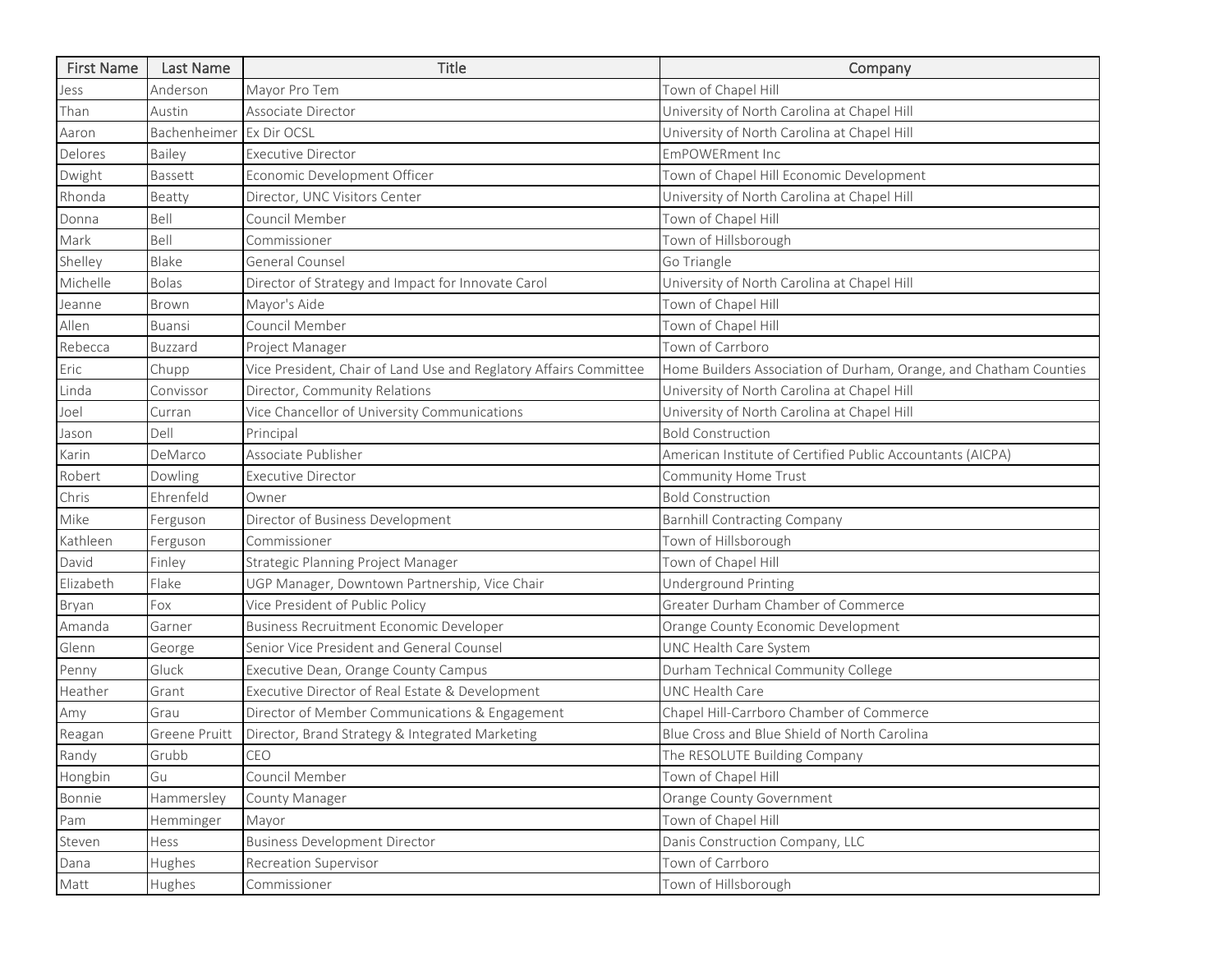| First Name | Last Name | Title | Company |
|---|---|---|---|
| Jess | Anderson | Mayor Pro Tem | Town of Chapel Hill |
| Than | Austin | Associate Director | University of North Carolina at Chapel Hill |
| Aaron | Bachenheimer | Ex Dir OCSL | University of North Carolina at Chapel Hill |
| Delores | Bailey | Executive Director | EmPOWERment Inc |
| Dwight | Bassett | Economic Development Officer | Town of Chapel Hill Economic Development |
| Rhonda | Beatty | Director, UNC Visitors Center | University of North Carolina at Chapel Hill |
| Donna | Bell | Council Member | Town of Chapel Hill |
| Mark | Bell | Commissioner | Town of Hillsborough |
| Shelley | Blake | General Counsel | Go Triangle |
| Michelle | Bolas | Director of Strategy and Impact for Innovate Carol | University of North Carolina at Chapel Hill |
| Jeanne | Brown | Mayor's Aide | Town of Chapel Hill |
| Allen | Buansi | Council Member | Town of Chapel Hill |
| Rebecca | Buzzard | Project Manager | Town of Carrboro |
| Eric | Chupp | Vice President, Chair of Land Use and Reglatory Affairs Committee | Home Builders Association of Durham, Orange, and Chatham Counties |
| Linda | Convissor | Director, Community Relations | University of North Carolina at Chapel Hill |
| Joel | Curran | Vice Chancellor of University Communications | University of North Carolina at Chapel Hill |
| Jason | Dell | Principal | Bold Construction |
| Karin | DeMarco | Associate Publisher | American Institute of Certified Public Accountants (AICPA) |
| Robert | Dowling | Executive Director | Community Home Trust |
| Chris | Ehrenfeld | Owner | Bold Construction |
| Mike | Ferguson | Director of Business Development | Barnhill Contracting Company |
| Kathleen | Ferguson | Commissioner | Town of Hillsborough |
| David | Finley | Strategic Planning Project Manager | Town of Chapel Hill |
| Elizabeth | Flake | UGP Manager, Downtown Partnership, Vice Chair | Underground Printing |
| Bryan | Fox | Vice President of Public Policy | Greater Durham Chamber of Commerce |
| Amanda | Garner | Business Recruitment Economic Developer | Orange County Economic Development |
| Glenn | George | Senior Vice President and General Counsel | UNC Health Care System |
| Penny | Gluck | Executive Dean, Orange County Campus | Durham Technical Community College |
| Heather | Grant | Executive Director of Real Estate & Development | UNC Health Care |
| Amy | Grau | Director of Member Communications & Engagement | Chapel Hill-Carrboro Chamber of Commerce |
| Reagan | Greene Pruitt | Director, Brand Strategy & Integrated Marketing | Blue Cross and Blue Shield of North Carolina |
| Randy | Grubb | CEO | The RESOLUTE Building Company |
| Hongbin | Gu | Council Member | Town of Chapel Hill |
| Bonnie | Hammersley | County Manager | Orange County Government |
| Pam | Hemminger | Mayor | Town of Chapel Hill |
| Steven | Hess | Business Development Director | Danis Construction Company, LLC |
| Dana | Hughes | Recreation Supervisor | Town of Carrboro |
| Matt | Hughes | Commissioner | Town of Hillsborough |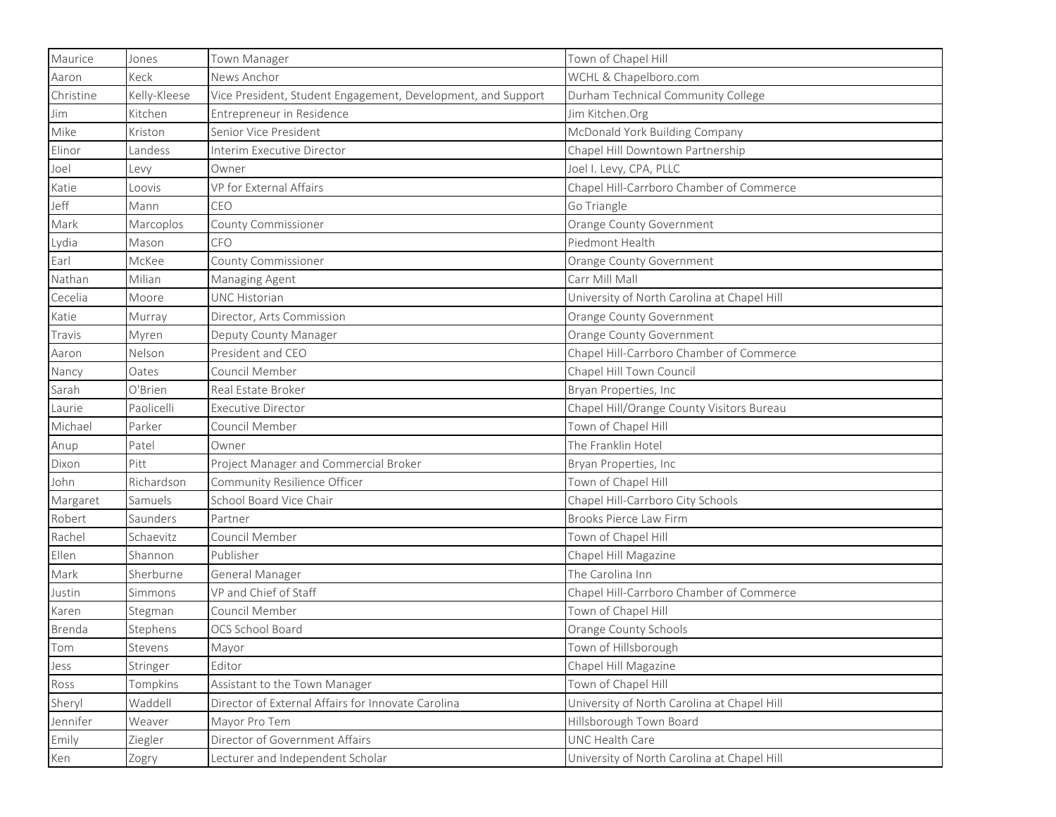| | | | |
|---|---|---|---|
| Maurice | Jones | Town Manager | Town of Chapel Hill |
| Aaron | Keck | News Anchor | WCHL & Chapelboro.com |
| Christine | Kelly-Kleese | Vice President, Student Engagement, Development, and Support | Durham Technical Community College |
| Jim | Kitchen | Entrepreneur in Residence | Jim Kitchen.Org |
| Mike | Kriston | Senior Vice President | McDonald York Building Company |
| Elinor | Landess | Interim Executive Director | Chapel Hill Downtown Partnership |
| Joel | Levy | Owner | Joel I. Levy, CPA, PLLC |
| Katie | Loovis | VP for External Affairs | Chapel Hill-Carrboro Chamber of Commerce |
| Jeff | Mann | CEO | Go Triangle |
| Mark | Marcoplos | County Commissioner | Orange County Government |
| Lydia | Mason | CFO | Piedmont Health |
| Earl | McKee | County Commissioner | Orange County Government |
| Nathan | Milian | Managing Agent | Carr Mill Mall |
| Cecelia | Moore | UNC Historian | University of North Carolina at Chapel Hill |
| Katie | Murray | Director, Arts Commission | Orange County Government |
| Travis | Myren | Deputy County Manager | Orange County Government |
| Aaron | Nelson | President and CEO | Chapel Hill-Carrboro Chamber of Commerce |
| Nancy | Oates | Council Member | Chapel Hill Town Council |
| Sarah | O'Brien | Real Estate Broker | Bryan Properties, Inc |
| Laurie | Paolicelli | Executive Director | Chapel Hill/Orange County Visitors Bureau |
| Michael | Parker | Council Member | Town of Chapel Hill |
| Anup | Patel | Owner | The Franklin Hotel |
| Dixon | Pitt | Project Manager and Commercial Broker | Bryan Properties, Inc |
| John | Richardson | Community Resilience Officer | Town of Chapel Hill |
| Margaret | Samuels | School Board Vice Chair | Chapel Hill-Carrboro City Schools |
| Robert | Saunders | Partner | Brooks Pierce Law Firm |
| Rachel | Schaevitz | Council Member | Town of Chapel Hill |
| Ellen | Shannon | Publisher | Chapel Hill Magazine |
| Mark | Sherburne | General Manager | The Carolina Inn |
| Justin | Simmons | VP and Chief of Staff | Chapel Hill-Carrboro Chamber of Commerce |
| Karen | Stegman | Council Member | Town of Chapel Hill |
| Brenda | Stephens | OCS School Board | Orange County Schools |
| Tom | Stevens | Mayor | Town of Hillsborough |
| Jess | Stringer | Editor | Chapel Hill Magazine |
| Ross | Tompkins | Assistant to the Town Manager | Town of Chapel Hill |
| Sheryl | Waddell | Director of External Affairs for Innovate Carolina | University of North Carolina at Chapel Hill |
| Jennifer | Weaver | Mayor Pro Tem | Hillsborough Town Board |
| Emily | Ziegler | Director of Government Affairs | UNC Health Care |
| Ken | Zogry | Lecturer and Independent Scholar | University of North Carolina at Chapel Hill |